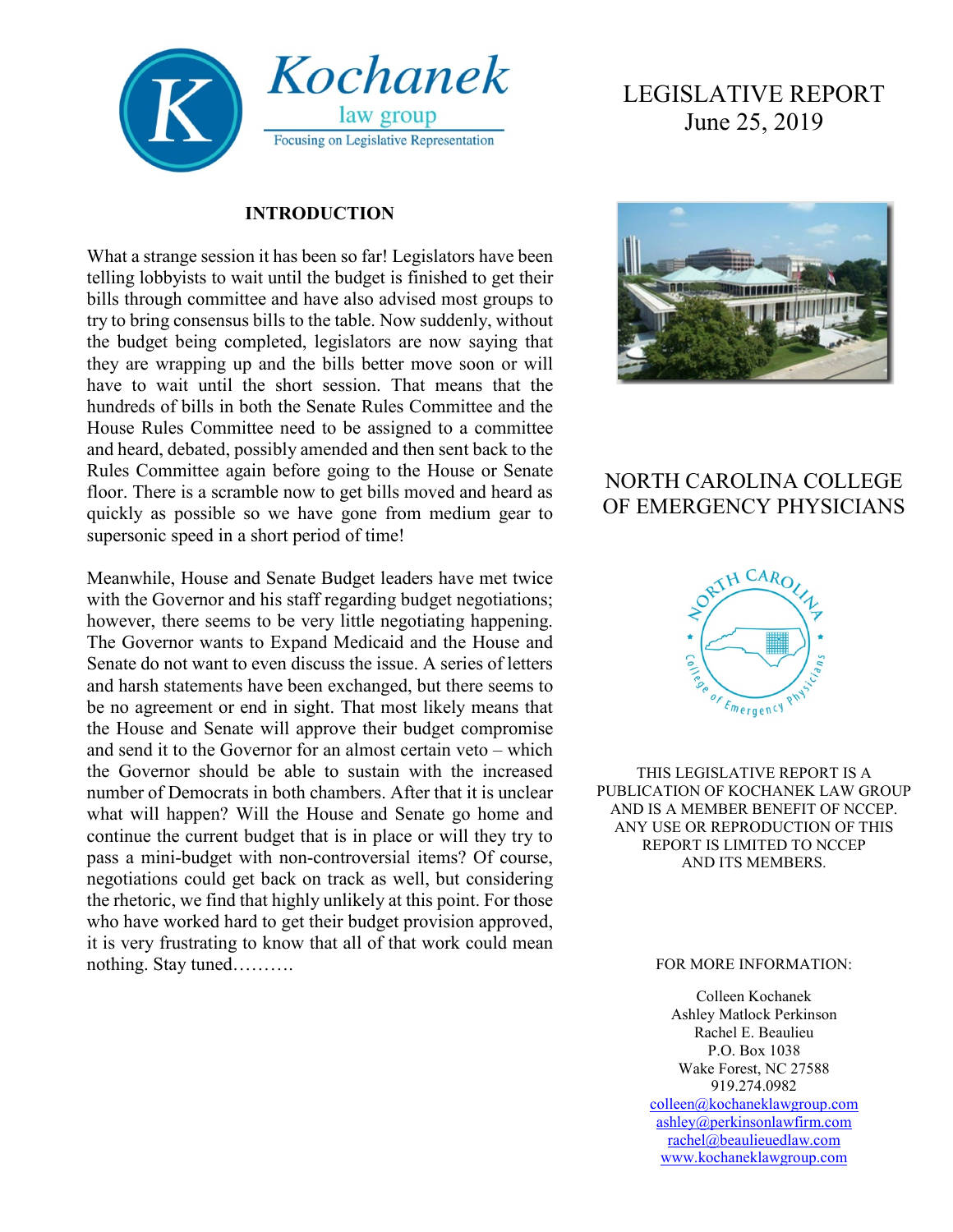Kochanek law group
Focusing on Legislative Representation

# LEGISLATIVE REPORT
June 25, 2019

## INTRODUCTION

What a strange session it has been so far! Legislators have been telling lobbyists to wait until the budget is finished to get their bills through committee and have also advised most groups to try to bring consensus bills to the table. Now suddenly, without the budget being completed, legislators are now saying that they are wrapping up and the bills better move soon or will have to wait until the short session. That means that the hundreds of bills in both the Senate Rules Committee and the House Rules Committee need to be assigned to a committee and heard, debated, possibly amended and then sent back to the Rules Committee again before going to the House or Senate floor. There is a scramble now to get bills moved and heard as quickly as possible so we have gone from medium gear to supersonic speed in a short period of time!

Meanwhile, House and Senate Budget leaders have met twice with the Governor and his staff regarding budget negotiations; however, there seems to be very little negotiating happening. The Governor wants to Expand Medicaid and the House and Senate do not want to even discuss the issue. A series of letters and harsh statements have been exchanged, but there seems to be no agreement or end in sight. That most likely means that the House and Senate will approve their budget compromise and send it to the Governor for an almost certain veto – which the Governor should be able to sustain with the increased number of Democrats in both chambers. After that it is unclear what will happen? Will the House and Senate go home and continue the current budget that is in place or will they try to pass a mini-budget with non-controversial items? Of course, negotiations could get back on track as well, but considering the rhetoric, we find that highly unlikely at this point. For those who have worked hard to get their budget provision approved, it is very frustrating to know that all of that work could mean nothing. Stay tuned……….

## NORTH CAROLINA COLLEGE OF EMERGENCY PHYSICIANS

THIS LEGISLATIVE REPORT IS A PUBLICATION OF KOCHANEK LAW GROUP AND IS A MEMBER BENEFIT OF NCCEP. ANY USE OR REPRODUCTION OF THIS REPORT IS LIMITED TO NCCEP AND ITS MEMBERS.

FOR MORE INFORMATION:

Colleen Kochanek
Ashley Matlock Perkinson
Rachel E. Beaulieu
P.O. Box 1038
Wake Forest, NC 27588
919.274.0982
colleen@kochaneklawgroup.com
ashley@perkinsonlawfirm.com
rachel@beaulieuedlaw.com
www.kochaneklawgroup.com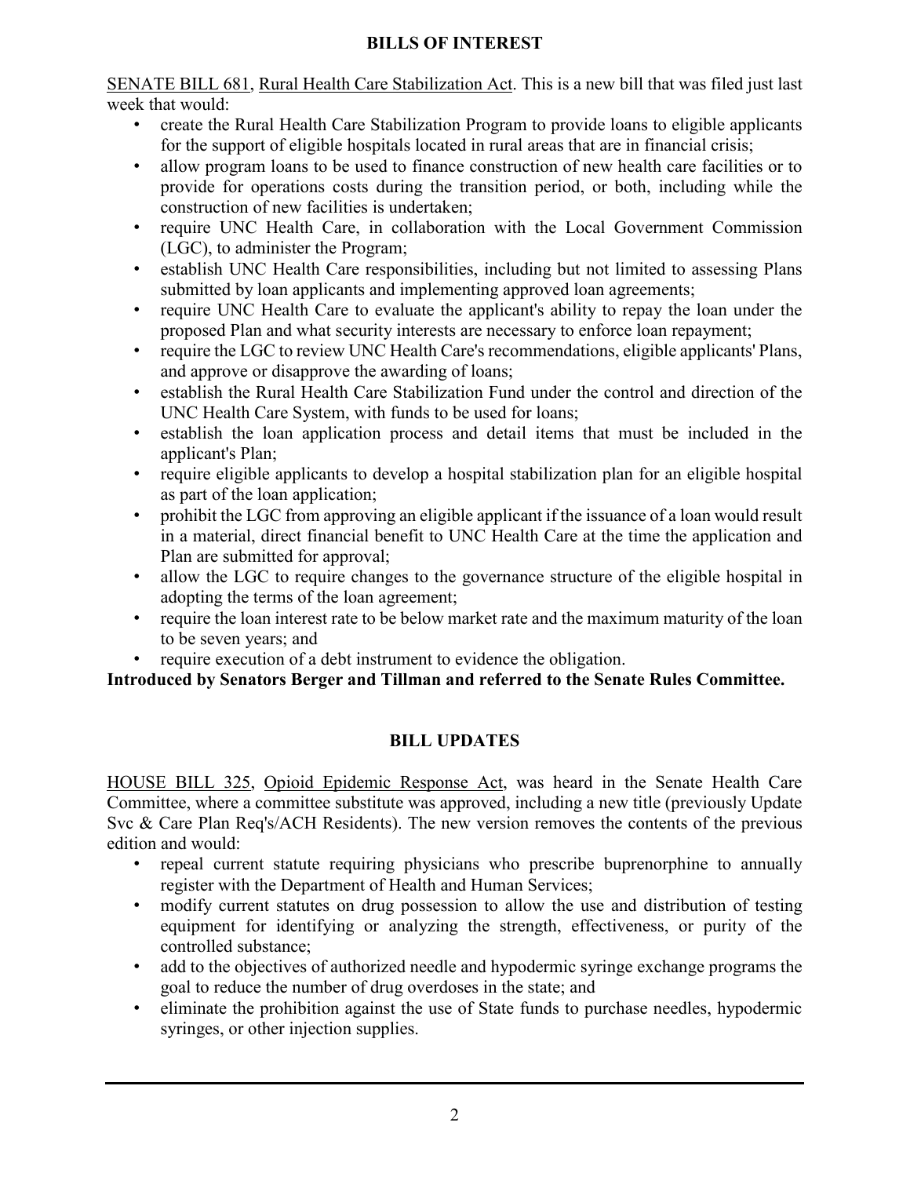## BILLS OF INTEREST

SENATE BILL 681, Rural Health Care Stabilization Act. This is a new bill that was filed just last week that would:

- create the Rural Health Care Stabilization Program to provide loans to eligible applicants for the support of eligible hospitals located in rural areas that are in financial crisis;
- allow program loans to be used to finance construction of new health care facilities or to provide for operations costs during the transition period, or both, including while the construction of new facilities is undertaken;
- require UNC Health Care, in collaboration with the Local Government Commission (LGC), to administer the Program;
- establish UNC Health Care responsibilities, including but not limited to assessing Plans submitted by loan applicants and implementing approved loan agreements;
- require UNC Health Care to evaluate the applicant's ability to repay the loan under the proposed Plan and what security interests are necessary to enforce loan repayment;
- require the LGC to review UNC Health Care's recommendations, eligible applicants' Plans, and approve or disapprove the awarding of loans;
- establish the Rural Health Care Stabilization Fund under the control and direction of the UNC Health Care System, with funds to be used for loans;
- establish the loan application process and detail items that must be included in the applicant's Plan;
- require eligible applicants to develop a hospital stabilization plan for an eligible hospital as part of the loan application;
- prohibit the LGC from approving an eligible applicant if the issuance of a loan would result in a material, direct financial benefit to UNC Health Care at the time the application and Plan are submitted for approval;
- allow the LGC to require changes to the governance structure of the eligible hospital in adopting the terms of the loan agreement;
- require the loan interest rate to be below market rate and the maximum maturity of the loan to be seven years; and
- require execution of a debt instrument to evidence the obligation.

**Introduced by Senators Berger and Tillman and referred to the Senate Rules Committee.**

## BILL UPDATES

HOUSE BILL 325, Opioid Epidemic Response Act, was heard in the Senate Health Care Committee, where a committee substitute was approved, including a new title (previously Update Svc & Care Plan Req's/ACH Residents). The new version removes the contents of the previous edition and would:

- repeal current statute requiring physicians who prescribe buprenorphine to annually register with the Department of Health and Human Services;
- modify current statutes on drug possession to allow the use and distribution of testing equipment for identifying or analyzing the strength, effectiveness, or purity of the controlled substance;
- add to the objectives of authorized needle and hypodermic syringe exchange programs the goal to reduce the number of drug overdoses in the state; and
- eliminate the prohibition against the use of State funds to purchase needles, hypodermic syringes, or other injection supplies.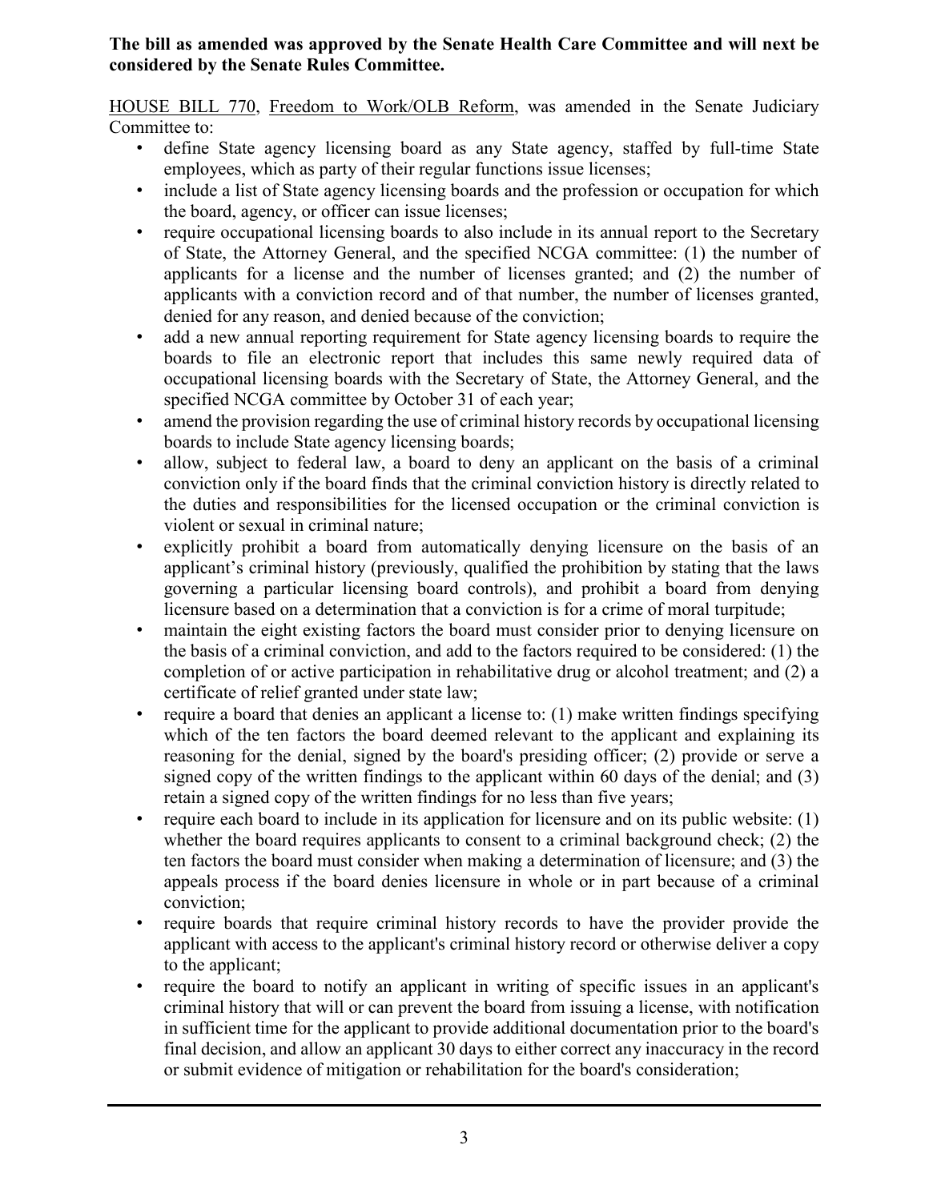**The bill as amended was approved by the Senate Health Care Committee and will next be considered by the Senate Rules Committee.**

HOUSE BILL 770, Freedom to Work/OLB Reform, was amended in the Senate Judiciary Committee to:

- define State agency licensing board as any State agency, staffed by full-time State employees, which as party of their regular functions issue licenses;
- include a list of State agency licensing boards and the profession or occupation for which the board, agency, or officer can issue licenses;
- require occupational licensing boards to also include in its annual report to the Secretary of State, the Attorney General, and the specified NCGA committee: (1) the number of applicants for a license and the number of licenses granted; and (2) the number of applicants with a conviction record and of that number, the number of licenses granted, denied for any reason, and denied because of the conviction;
- add a new annual reporting requirement for State agency licensing boards to require the boards to file an electronic report that includes this same newly required data of occupational licensing boards with the Secretary of State, the Attorney General, and the specified NCGA committee by October 31 of each year;
- amend the provision regarding the use of criminal history records by occupational licensing boards to include State agency licensing boards;
- allow, subject to federal law, a board to deny an applicant on the basis of a criminal conviction only if the board finds that the criminal conviction history is directly related to the duties and responsibilities for the licensed occupation or the criminal conviction is violent or sexual in criminal nature;
- explicitly prohibit a board from automatically denying licensure on the basis of an applicant's criminal history (previously, qualified the prohibition by stating that the laws governing a particular licensing board controls), and prohibit a board from denying licensure based on a determination that a conviction is for a crime of moral turpitude;
- maintain the eight existing factors the board must consider prior to denying licensure on the basis of a criminal conviction, and add to the factors required to be considered: (1) the completion of or active participation in rehabilitative drug or alcohol treatment; and (2) a certificate of relief granted under state law;
- require a board that denies an applicant a license to: (1) make written findings specifying which of the ten factors the board deemed relevant to the applicant and explaining its reasoning for the denial, signed by the board's presiding officer; (2) provide or serve a signed copy of the written findings to the applicant within 60 days of the denial; and (3) retain a signed copy of the written findings for no less than five years;
- require each board to include in its application for licensure and on its public website: (1) whether the board requires applicants to consent to a criminal background check; (2) the ten factors the board must consider when making a determination of licensure; and (3) the appeals process if the board denies licensure in whole or in part because of a criminal conviction;
- require boards that require criminal history records to have the provider provide the applicant with access to the applicant's criminal history record or otherwise deliver a copy to the applicant;
- require the board to notify an applicant in writing of specific issues in an applicant's criminal history that will or can prevent the board from issuing a license, with notification in sufficient time for the applicant to provide additional documentation prior to the board's final decision, and allow an applicant 30 days to either correct any inaccuracy in the record or submit evidence of mitigation or rehabilitation for the board's consideration;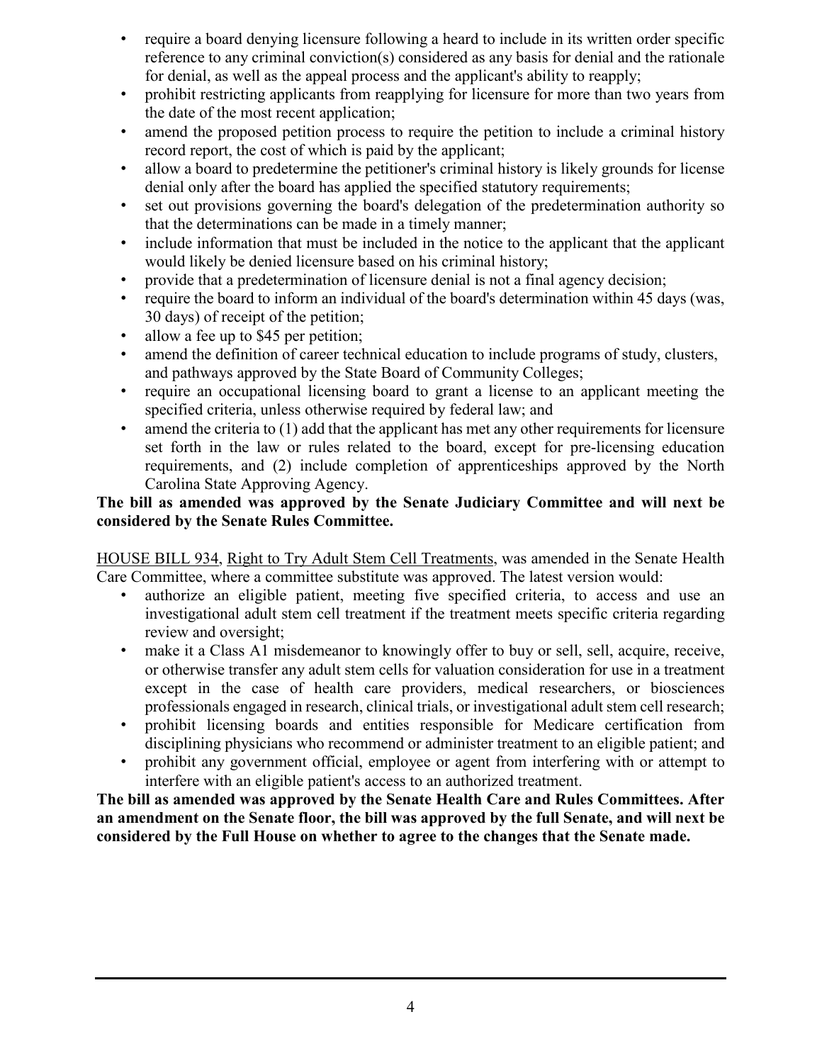- require a board denying licensure following a heard to include in its written order specific reference to any criminal conviction(s) considered as any basis for denial and the rationale for denial, as well as the appeal process and the applicant's ability to reapply;
- prohibit restricting applicants from reapplying for licensure for more than two years from the date of the most recent application;
- amend the proposed petition process to require the petition to include a criminal history record report, the cost of which is paid by the applicant;
- allow a board to predetermine the petitioner's criminal history is likely grounds for license denial only after the board has applied the specified statutory requirements;
- set out provisions governing the board's delegation of the predetermination authority so that the determinations can be made in a timely manner;
- include information that must be included in the notice to the applicant that the applicant would likely be denied licensure based on his criminal history;
- provide that a predetermination of licensure denial is not a final agency decision;
- require the board to inform an individual of the board's determination within 45 days (was, 30 days) of receipt of the petition;
- allow a fee up to $45 per petition;
- amend the definition of career technical education to include programs of study, clusters, and pathways approved by the State Board of Community Colleges;
- require an occupational licensing board to grant a license to an applicant meeting the specified criteria, unless otherwise required by federal law; and
- amend the criteria to (1) add that the applicant has met any other requirements for licensure set forth in the law or rules related to the board, except for pre-licensing education requirements, and (2) include completion of apprenticeships approved by the North Carolina State Approving Agency.

**The bill as amended was approved by the Senate Judiciary Committee and will next be considered by the Senate Rules Committee.**

HOUSE BILL 934, Right to Try Adult Stem Cell Treatments, was amended in the Senate Health Care Committee, where a committee substitute was approved. The latest version would:

- authorize an eligible patient, meeting five specified criteria, to access and use an investigational adult stem cell treatment if the treatment meets specific criteria regarding review and oversight;
- make it a Class A1 misdemeanor to knowingly offer to buy or sell, sell, acquire, receive, or otherwise transfer any adult stem cells for valuation consideration for use in a treatment except in the case of health care providers, medical researchers, or biosciences professionals engaged in research, clinical trials, or investigational adult stem cell research;
- prohibit licensing boards and entities responsible for Medicare certification from disciplining physicians who recommend or administer treatment to an eligible patient; and
- prohibit any government official, employee or agent from interfering with or attempt to interfere with an eligible patient's access to an authorized treatment.

**The bill as amended was approved by the Senate Health Care and Rules Committees. After an amendment on the Senate floor, the bill was approved by the full Senate, and will next be considered by the Full House on whether to agree to the changes that the Senate made.**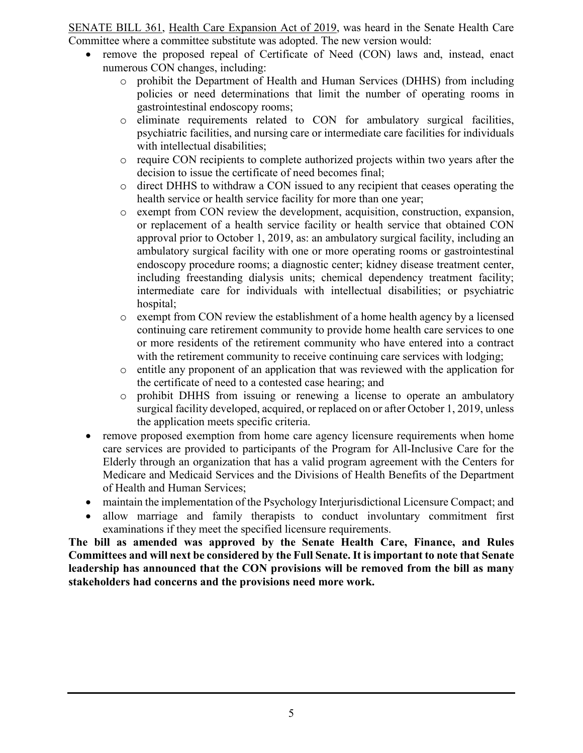SENATE BILL 361, Health Care Expansion Act of 2019, was heard in the Senate Health Care Committee where a committee substitute was adopted. The new version would:

- remove the proposed repeal of Certificate of Need (CON) laws and, instead, enact numerous CON changes, including:
  - prohibit the Department of Health and Human Services (DHHS) from including policies or need determinations that limit the number of operating rooms in gastrointestinal endoscopy rooms;
  - eliminate requirements related to CON for ambulatory surgical facilities, psychiatric facilities, and nursing care or intermediate care facilities for individuals with intellectual disabilities;
  - require CON recipients to complete authorized projects within two years after the decision to issue the certificate of need becomes final;
  - direct DHHS to withdraw a CON issued to any recipient that ceases operating the health service or health service facility for more than one year;
  - exempt from CON review the development, acquisition, construction, expansion, or replacement of a health service facility or health service that obtained CON approval prior to October 1, 2019, as: an ambulatory surgical facility, including an ambulatory surgical facility with one or more operating rooms or gastrointestinal endoscopy procedure rooms; a diagnostic center; kidney disease treatment center, including freestanding dialysis units; chemical dependency treatment facility; intermediate care for individuals with intellectual disabilities; or psychiatric hospital;
  - exempt from CON review the establishment of a home health agency by a licensed continuing care retirement community to provide home health care services to one or more residents of the retirement community who have entered into a contract with the retirement community to receive continuing care services with lodging;
  - entitle any proponent of an application that was reviewed with the application for the certificate of need to a contested case hearing; and
  - prohibit DHHS from issuing or renewing a license to operate an ambulatory surgical facility developed, acquired, or replaced on or after October 1, 2019, unless the application meets specific criteria.
- remove proposed exemption from home care agency licensure requirements when home care services are provided to participants of the Program for All-Inclusive Care for the Elderly through an organization that has a valid program agreement with the Centers for Medicare and Medicaid Services and the Divisions of Health Benefits of the Department of Health and Human Services;
- maintain the implementation of the Psychology Interjurisdictional Licensure Compact; and
- allow marriage and family therapists to conduct involuntary commitment first examinations if they meet the specified licensure requirements.

**The bill as amended was approved by the Senate Health Care, Finance, and Rules Committees and will next be considered by the Full Senate. It is important to note that Senate leadership has announced that the CON provisions will be removed from the bill as many stakeholders had concerns and the provisions need more work.**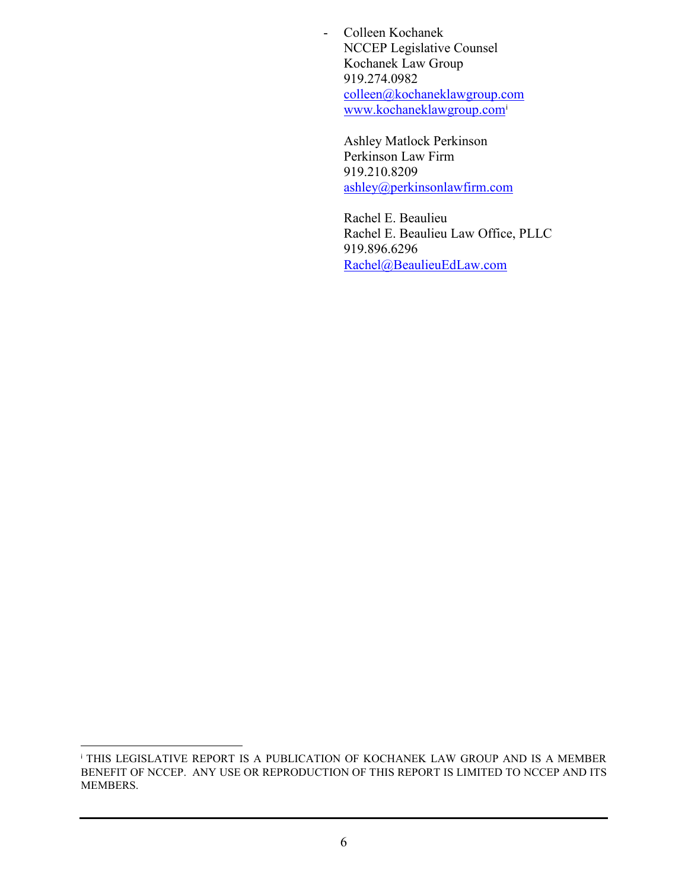- Colleen Kochanek
  NCCEP Legislative Counsel
  Kochanek Law Group
  919.274.0982
  colleen@kochaneklawgroup.com
  www.kochaneklawgroup.com[i]

  Ashley Matlock Perkinson
  Perkinson Law Firm
  919.210.8209
  ashley@perkinsonlawfirm.com

  Rachel E. Beaulieu
  Rachel E. Beaulieu Law Office, PLLC
  919.896.6296
  Rachel@BeaulieuEdLaw.com

---

[i] THIS LEGISLATIVE REPORT IS A PUBLICATION OF KOCHANEK LAW GROUP AND IS A MEMBER BENEFIT OF NCCEP. ANY USE OR REPRODUCTION OF THIS REPORT IS LIMITED TO NCCEP AND ITS MEMBERS.